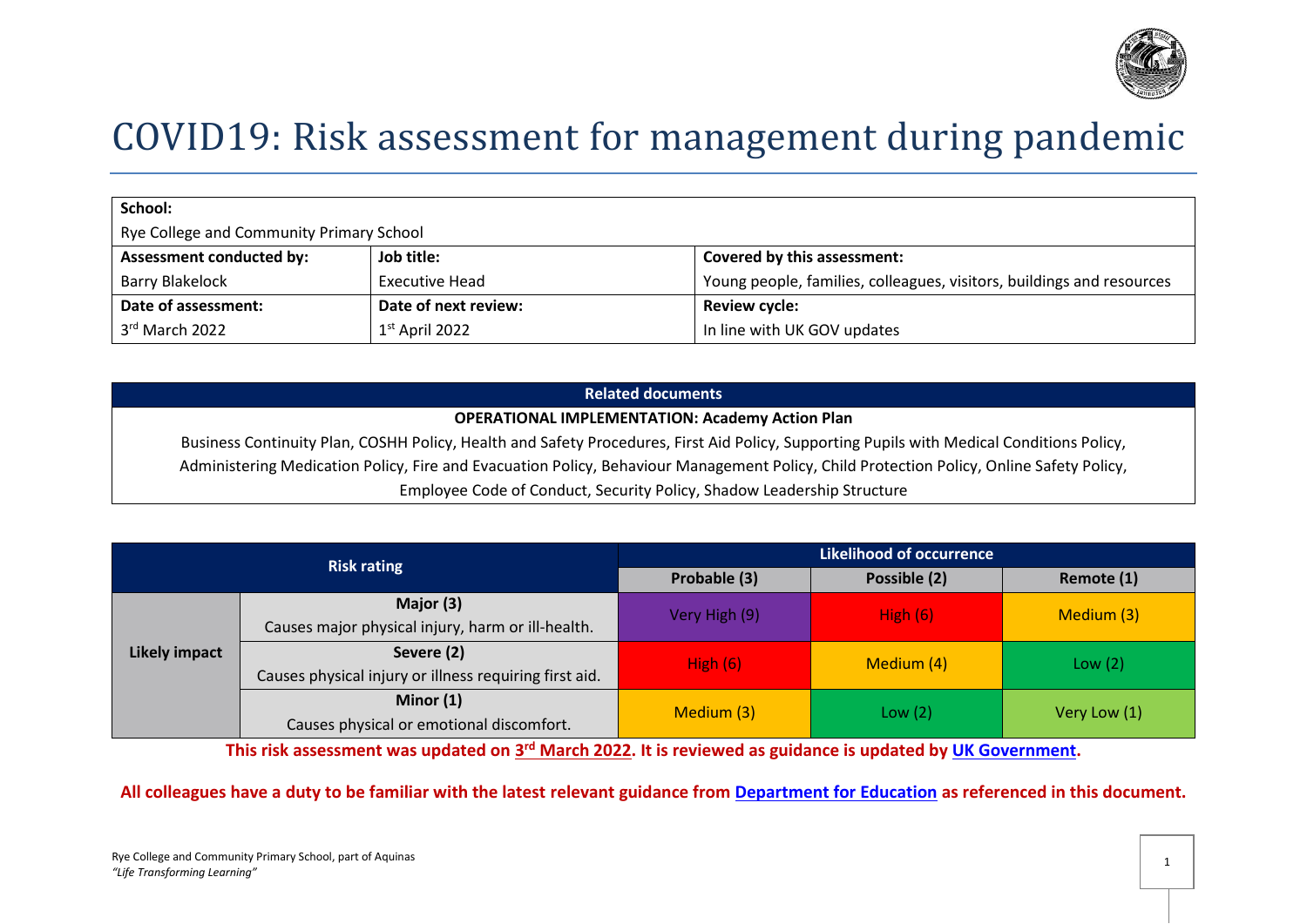# COVID19: Risk assessment for management during pandemic

| School: | | |
|---|---|---|
| Rye College and Community Primary School | | |
| **Assessment conducted by:** | **Job title:** | **Covered by this assessment:** |
| Barry Blakelock | Executive Head | Young people, families, colleagues, visitors, buildings and resources |
| **Date of assessment:** | **Date of next review:** | **Review cycle:** |
| 3rd March 2022 | 1st April 2022 | In line with UK GOV updates |

| Related documents |
|---|
| **OPERATIONAL IMPLEMENTATION: Academy Action Plan** |
| Business Continuity Plan, COSHH Policy, Health and Safety Procedures, First Aid Policy, Supporting Pupils with Medical Conditions Policy, Administering Medication Policy, Fire and Evacuation Policy, Behaviour Management Policy, Child Protection Policy, Online Safety Policy, Employee Code of Conduct, Security Policy, Shadow Leadership Structure |

| Risk rating | | Likelihood of occurrence | | |
|---|---|---|---|---|
| | | **Probable (3)** | **Possible (2)** | **Remote (1)** |
| **Likely impact** | **Major (3)** Causes major physical injury, harm or ill-health. | Very High (9) | High (6) | Medium (3) |
| | **Severe (2)** Causes physical injury or illness requiring first aid. | High (6) | Medium (4) | Low (2) |
| | **Minor (1)** Causes physical or emotional discomfort. | Medium (3) | Low (2) | Very Low (1) |

**This risk assessment was updated on 3rd March 2022. It is reviewed as guidance is updated by UK Government.**

**All colleagues have a duty to be familiar with the latest relevant guidance from Department for Education as referenced in this document.**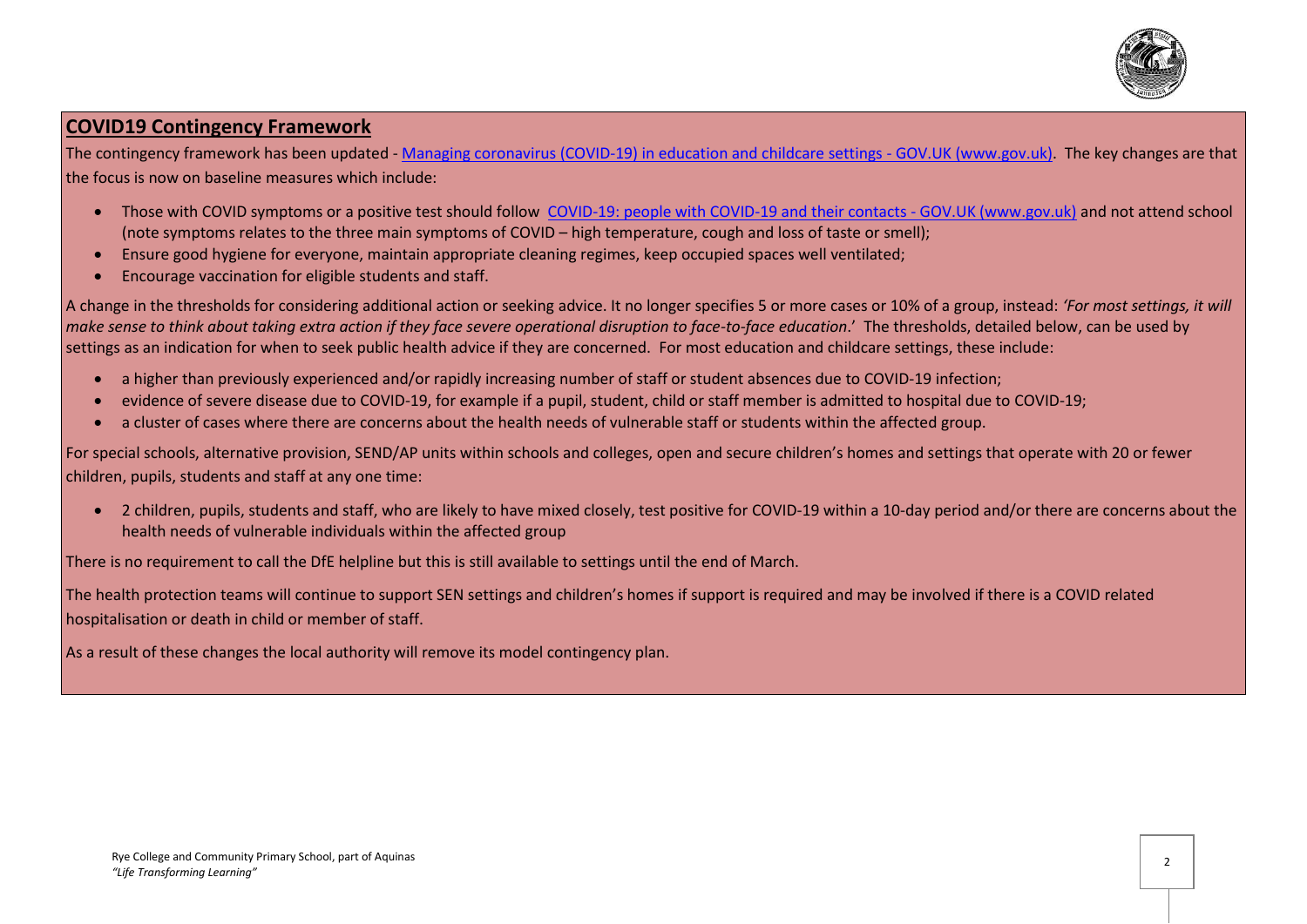## COVID19 Contingency Framework

The contingency framework has been updated - [Managing coronavirus (COVID-19) in education and childcare settings - GOV.UK (www.gov.uk)](). The key changes are that the focus is now on baseline measures which include:

- Those with COVID symptoms or a positive test should follow [COVID-19: people with COVID-19 and their contacts - GOV.UK (www.gov.uk)]() and not attend school (note symptoms relates to the three main symptoms of COVID – high temperature, cough and loss of taste or smell);
- Ensure good hygiene for everyone, maintain appropriate cleaning regimes, keep occupied spaces well ventilated;
- Encourage vaccination for eligible students and staff.

A change in the thresholds for considering additional action or seeking advice. It no longer specifies 5 or more cases or 10% of a group, instead: *'For most settings, it will make sense to think about taking extra action if they face severe operational disruption to face-to-face education*.' The thresholds, detailed below, can be used by settings as an indication for when to seek public health advice if they are concerned. For most education and childcare settings, these include:

- a higher than previously experienced and/or rapidly increasing number of staff or student absences due to COVID-19 infection;
- evidence of severe disease due to COVID-19, for example if a pupil, student, child or staff member is admitted to hospital due to COVID-19;
- a cluster of cases where there are concerns about the health needs of vulnerable staff or students within the affected group.

For special schools, alternative provision, SEND/AP units within schools and colleges, open and secure children's homes and settings that operate with 20 or fewer children, pupils, students and staff at any one time:

- 2 children, pupils, students and staff, who are likely to have mixed closely, test positive for COVID-19 within a 10-day period and/or there are concerns about the health needs of vulnerable individuals within the affected group

There is no requirement to call the DfE helpline but this is still available to settings until the end of March.

The health protection teams will continue to support SEN settings and children's homes if support is required and may be involved if there is a COVID related hospitalisation or death in child or member of staff.

As a result of these changes the local authority will remove its model contingency plan.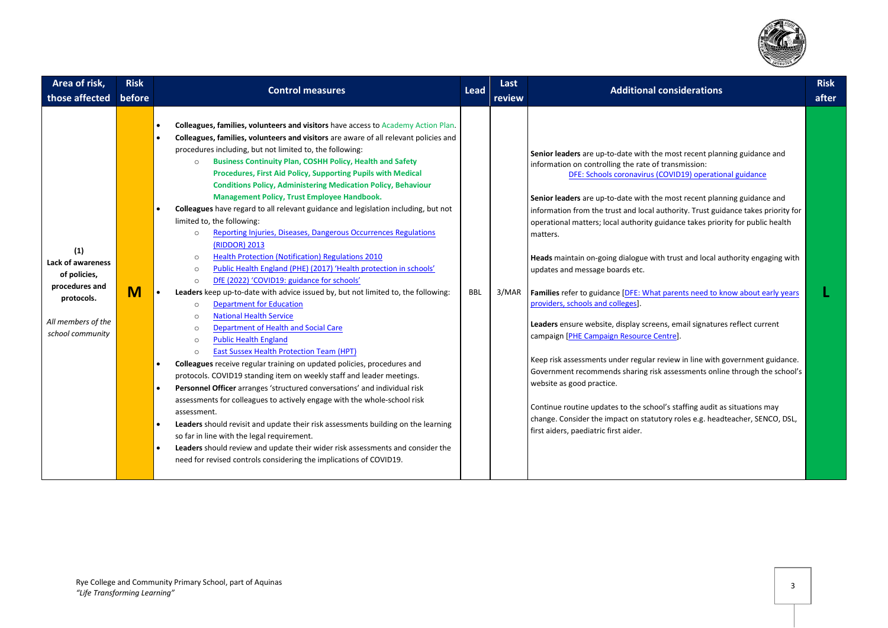| Area of risk, those affected | Risk before | Control measures | Lead | Last review | Additional considerations | Risk after |
|---|---|---|---|---|---|---|
| **(1)** **Lack of awareness of policies, procedures and protocols.** *All members of the school community* | **M** | • **Colleagues, families, volunteers and visitors** have access to Academy Action Plan.<br>• **Colleagues, families, volunteers and visitors** are aware of all relevant policies and procedures including, but not limited to, the following:<br>○ **Business Continuity Plan, COSHH Policy, Health and Safety Procedures, First Aid Policy, Supporting Pupils with Medical Conditions Policy, Administering Medication Policy, Behaviour Management Policy, Trust Employee Handbook.**<br>• **Colleagues** have regard to all relevant guidance and legislation including, but not limited to, the following:<br>○ Reporting Injuries, Diseases, Dangerous Occurrences Regulations (RIDDOR) 2013<br>○ Health Protection (Notification) Regulations 2010<br>○ Public Health England (PHE) (2017) 'Health protection in schools'<br>○ DfE (2022) 'COVID19: guidance for schools'<br>• **Leaders** keep up-to-date with advice issued by, but not limited to, the following:<br>○ Department for Education<br>○ National Health Service<br>○ Department for Health and Social Care<br>○ Public Health England<br>○ East Sussex Health Protection Team (HPT)<br>• **Colleagues** receive regular training on updated policies, procedures and protocols. COVID19 standing item on weekly staff and leader meetings.<br>• **Personnel Officer** arranges 'structured conversations' and individual risk assessments for colleagues to actively engage with the whole-school risk assessment.<br>• **Leaders** should revisit and update their risk assessments building on the learning so far in line with the legal requirement.<br>• **Leaders** should review and update their wider risk assessments and consider the need for revised controls considering the implications of COVID19. | BBL | 3/MAR | **Senior leaders** are up-to-date with the most recent planning guidance and information on controlling the rate of transmission: DFE: Schools coronavirus (COVID19) operational guidance<br><br>**Senior leaders** are up-to-date with the most recent planning guidance and information from the trust and local authority. Trust guidance takes priority for operational matters; local authority guidance takes priority for public health matters.<br><br>**Heads** maintain on-going dialogue with trust and local authority engaging with updates and message boards etc.<br><br>**Families** refer to guidance [DFE: What parents need to know about early years providers, schools and colleges].<br><br>**Leaders** ensure website, display screens, email signatures reflect current campaign [PHE Campaign Resource Centre].<br><br>Keep risk assessments under regular review in line with government guidance. Government recommends sharing risk assessments online through the school's website as good practice.<br><br>Continue routine updates to the school's staffing audit as situations may change. Consider the impact on statutory roles e.g. headteacher, SENCO, DSL, first aiders, paediatric first aider. | **L** |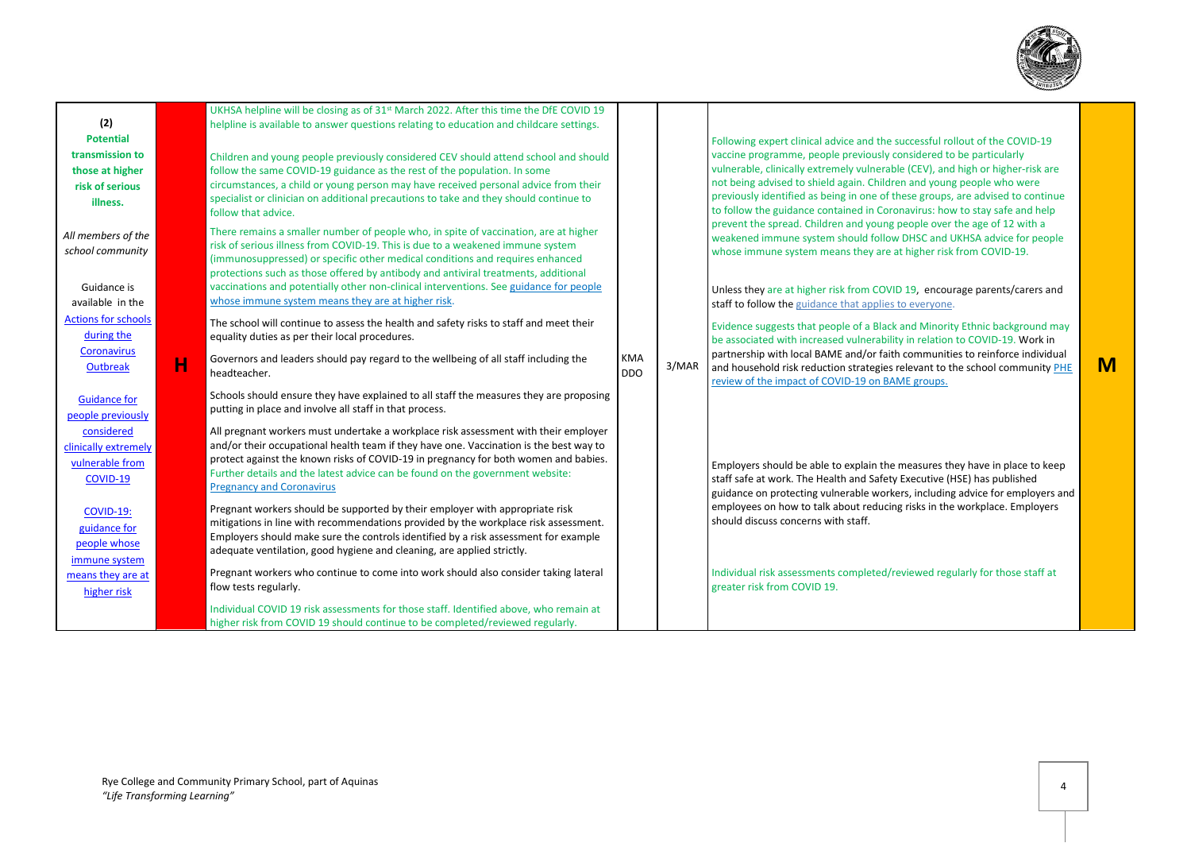| (2) **Potential transmission to those at higher risk of serious illness.** *All members of the school community* Guidance is available in the [Actions for schools during the Coronavirus Outbreak](#) [Guidance for people previously considered clinically extremely vulnerable from COVID-19](#) [COVID-19: guidance for people whose immune system means they are at higher risk](#) | H | UKHSA helpline will be closing as of 31st March 2022. After this time the DfE COVID 19 helpline is available to answer questions relating to education and childcare settings.<br><br>Children and young people previously considered CEV should attend school and should follow the same COVID-19 guidance as the rest of the population. In some circumstances, a child or young person may have received personal advice from their specialist or clinician on additional precautions to take and they should continue to follow that advice.<br><br>There remains a smaller number of people who, in spite of vaccination, are at higher risk of serious illness from COVID-19. This is due to a weakened immune system (immunosuppressed) or specific other medical conditions and requires enhanced protections such as those offered by antibody and antiviral treatments, additional vaccinations and potentially other non-clinical interventions. See [guidance for people whose immune system means they are at higher risk](#).<br><br>The school will continue to assess the health and safety risks to staff and meet their equality duties as per their local procedures.<br><br>Governors and leaders should pay regard to the wellbeing of all staff including the headteacher.<br><br>Schools should ensure they have explained to all staff the measures they are proposing putting in place and involve all staff in that process.<br><br>All pregnant workers must undertake a workplace risk assessment with their employer and/or their occupational health team if they have one. Vaccination is the best way to protect against the known risks of COVID-19 in pregnancy for both women and babies. Further details and the latest advice can be found on the government website: [Pregnancy and Coronavirus](#)<br><br>Pregnant workers should be supported by their employer with appropriate risk mitigations in line with recommendations provided by the workplace risk assessment. Employers should make sure the controls identified by a risk assessment for example adequate ventilation, good hygiene and cleaning, are applied strictly.<br><br>Pregnant workers who continue to come into work should also consider taking lateral flow tests regularly.<br><br>Individual COVID 19 risk assessments for those staff. Identified above, who remain at higher risk from COVID 19 should continue to be completed/reviewed regularly. | KMA DDO | 3/MAR | Following expert clinical advice and the successful rollout of the COVID-19 vaccine programme, people previously considered to be particularly vulnerable, clinically extremely vulnerable (CEV), and high or higher-risk are not being advised to shield again. Children and young people who were previously identified as being in one of these groups, are advised to continue to follow the guidance contained in Coronavirus: how to stay safe and help prevent the spread. Children and young people over the age of 12 with a weakened immune system should follow DHSC and UKHSA advice for people whose immune system means they are at higher risk from COVID-19.<br><br>Unless they are at higher risk from COVID 19, encourage parents/carers and staff to follow the [guidance that applies to everyone](#).<br><br>Evidence suggests that people of a Black and Minority Ethnic background may be associated with increased vulnerability in relation to COVID-19. Work in partnership with local BAME and/or faith communities to reinforce individual and household risk reduction strategies relevant to the school community [PHE review of the impact of COVID-19 on BAME groups.](#)<br><br>Employers should be able to explain the measures they have in place to keep staff safe at work. The Health and Safety Executive (HSE) has published guidance on protecting vulnerable workers, including advice for employers and employees on how to talk about reducing risks in the workplace. Employers should discuss concerns with staff.<br><br>Individual risk assessments completed/reviewed regularly for those staff at greater risk from COVID 19. | M |
|---|---|---|---|---|---|---|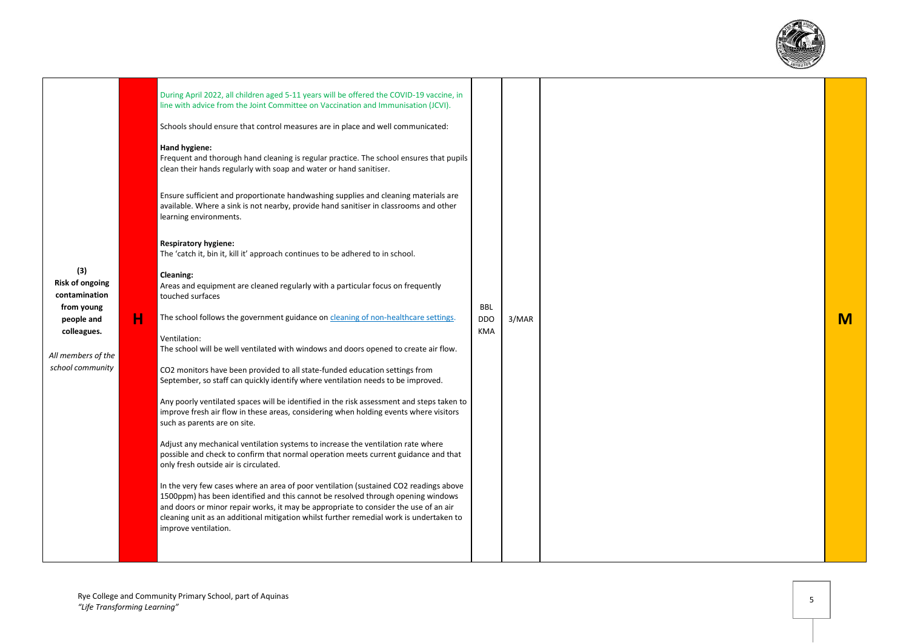| (3) **Risk of ongoing contamination from young people and colleagues.** *All members of the school community* | **H** | During April 2022, all children aged 5-11 years will be offered the COVID-19 vaccine, in line with advice from the Joint Committee on Vaccination and Immunisation (JCVI).<br><br>Schools should ensure that control measures are in place and well communicated:<br><br>**Hand hygiene:**<br>Frequent and thorough hand cleaning is regular practice. The school ensures that pupils clean their hands regularly with soap and water or hand sanitiser.<br><br>Ensure sufficient and proportionate handwashing supplies and cleaning materials are available. Where a sink is not nearby, provide hand sanitiser in classrooms and other learning environments.<br><br>**Respiratory hygiene:**<br>The 'catch it, bin it, kill it' approach continues to be adhered to in school.<br><br>**Cleaning:**<br>Areas and equipment are cleaned regularly with a particular focus on frequently touched surfaces<br><br>The school follows the government guidance on cleaning of non-healthcare settings.<br><br>Ventilation:<br>The school will be well ventilated with windows and doors opened to create air flow.<br><br>$CO_2$ monitors have been provided to all state-funded education settings from September, so staff can quickly identify where ventilation needs to be improved.<br><br>Any poorly ventilated spaces will be identified in the risk assessment and steps taken to improve fresh air flow in these areas, considering when holding events where visitors such as parents are on site.<br><br>Adjust any mechanical ventilation systems to increase the ventilation rate where possible and check to confirm that normal operation meets current guidance and that only fresh outside air is circulated.<br><br>In the very few cases where an area of poor ventilation (sustained $CO_2$ readings above 1500ppm) has been identified and this cannot be resolved through opening windows and doors or minor repair works, it may be appropriate to consider the use of an air cleaning unit as an additional mitigation whilst further remedial work is undertaken to improve ventilation. | BBL<br>DDO<br>KMA | 3/MAR | | **M** |
|---|---|---|---|---|---|---|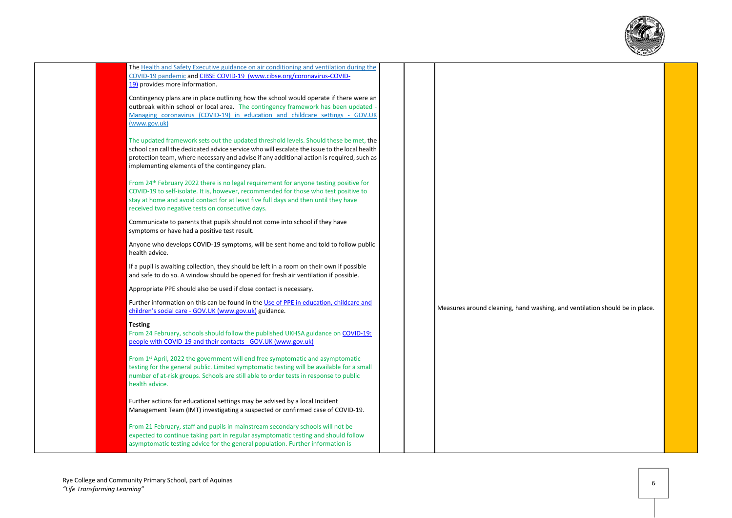| | | | | | | |
|---|---|---|---|---|---|---|
| | | The Health and Safety Executive guidance on air conditioning and ventilation during the COVID-19 pandemic and CIBSE COVID-19 (www.cibse.org/coronavirus-COVID-19) provides more information.<br><br>Contingency plans are in place outlining how the school would operate if there were an outbreak within school or local area. The contingency framework has been updated - Managing coronavirus (COVID-19) in education and childcare settings - GOV.UK (www.gov.uk)<br><br>The updated framework sets out the updated threshold levels. Should these be met, the school can call the dedicated advice service who will escalate the issue to the local health protection team, where necessary and advise if any additional action is required, such as implementing elements of the contingency plan.<br><br>From 24th February 2022 there is no legal requirement for anyone testing positive for COVID-19 to self-isolate. It is, however, recommended for those who test positive to stay at home and avoid contact for at least five full days and then until they have received two negative tests on consecutive days.<br><br>Communicate to parents that pupils should not come into school if they have symptoms or have had a positive test result.<br><br>Anyone who develops COVID-19 symptoms, will be sent home and told to follow public health advice.<br><br>If a pupil is awaiting collection, they should be left in a room on their own if possible and safe to do so. A window should be opened for fresh air ventilation if possible.<br><br>Appropriate PPE should also be used if close contact is necessary.<br><br>Further information on this can be found in the Use of PPE in education, childcare and children's social care - GOV.UK (www.gov.uk) guidance.<br><br>**Testing**<br>From 24 February, schools should follow the published UKHSA guidance on COVID-19: people with COVID-19 and their contacts - GOV.UK (www.gov.uk)<br><br>From 1st April, 2022 the government will end free symptomatic and asymptomatic testing for the general public. Limited symptomatic testing will be available for a small number of at-risk groups. Schools are still able to order tests in response to public health advice.<br><br>Further actions for educational settings may be advised by a local Incident Management Team (IMT) investigating a suspected or confirmed case of COVID-19.<br><br>From 21 February, staff and pupils in mainstream secondary schools will not be expected to continue taking part in regular asymptomatic testing and should follow asymptomatic testing advice for the general population. Further information is | | | Measures around cleaning, hand washing, and ventilation should be in place. | |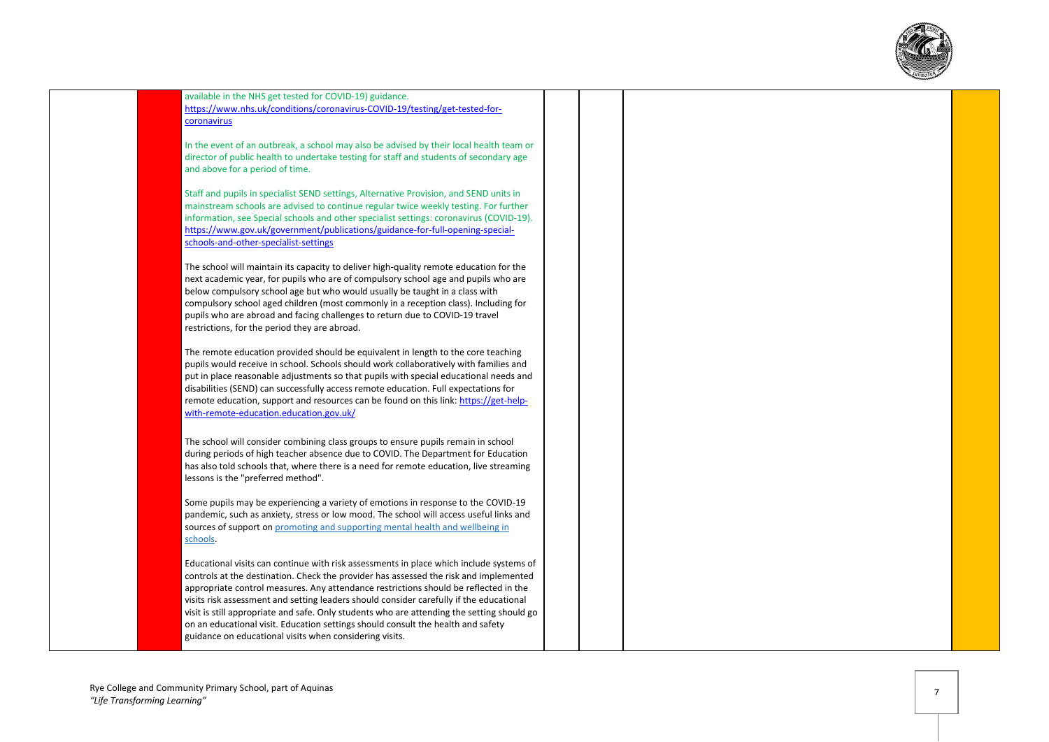| | | | | | | |
|---|---|---|---|---|---|---|
| | | available in the NHS get tested for COVID-19) guidance. https://www.nhs.uk/conditions/coronavirus-COVID-19/testing/get-tested-for-coronavirus<br><br>In the event of an outbreak, a school may also be advised by their local health team or director of public health to undertake testing for staff and students of secondary age and above for a period of time.<br><br>Staff and pupils in specialist SEND settings, Alternative Provision, and SEND units in mainstream schools are advised to continue regular twice weekly testing. For further information, see Special schools and other specialist settings: coronavirus (COVID-19). https://www.gov.uk/government/publications/guidance-for-full-opening-special-schools-and-other-specialist-settings<br><br>The school will maintain its capacity to deliver high-quality remote education for the next academic year, for pupils who are of compulsory school age and pupils who are below compulsory school age but who would usually be taught in a class with compulsory school aged children (most commonly in a reception class). Including for pupils who are abroad and facing challenges to return due to COVID-19 travel restrictions, for the period they are abroad.<br><br>The remote education provided should be equivalent in length to the core teaching pupils would receive in school. Schools should work collaboratively with families and put in place reasonable adjustments so that pupils with special educational needs and disabilities (SEND) can successfully access remote education. Full expectations for remote education, support and resources can be found on this link: https://get-help-with-remote-education.education.gov.uk/<br><br>The school will consider combining class groups to ensure pupils remain in school during periods of high teacher absence due to COVID. The Department for Education has also told schools that, where there is a need for remote education, live streaming lessons is the "preferred method".<br><br>Some pupils may be experiencing a variety of emotions in response to the COVID-19 pandemic, such as anxiety, stress or low mood. The school will access useful links and sources of support on promoting and supporting mental health and wellbeing in schools.<br><br>Educational visits can continue with risk assessments in place which include systems of controls at the destination. Check the provider has assessed the risk and implemented appropriate control measures. Any attendance restrictions should be reflected in the visits risk assessment and setting leaders should consider carefully if the educational visit is still appropriate and safe. Only students who are attending the setting should go on an educational visit. Education settings should consult the health and safety guidance on educational visits when considering visits. | | | | |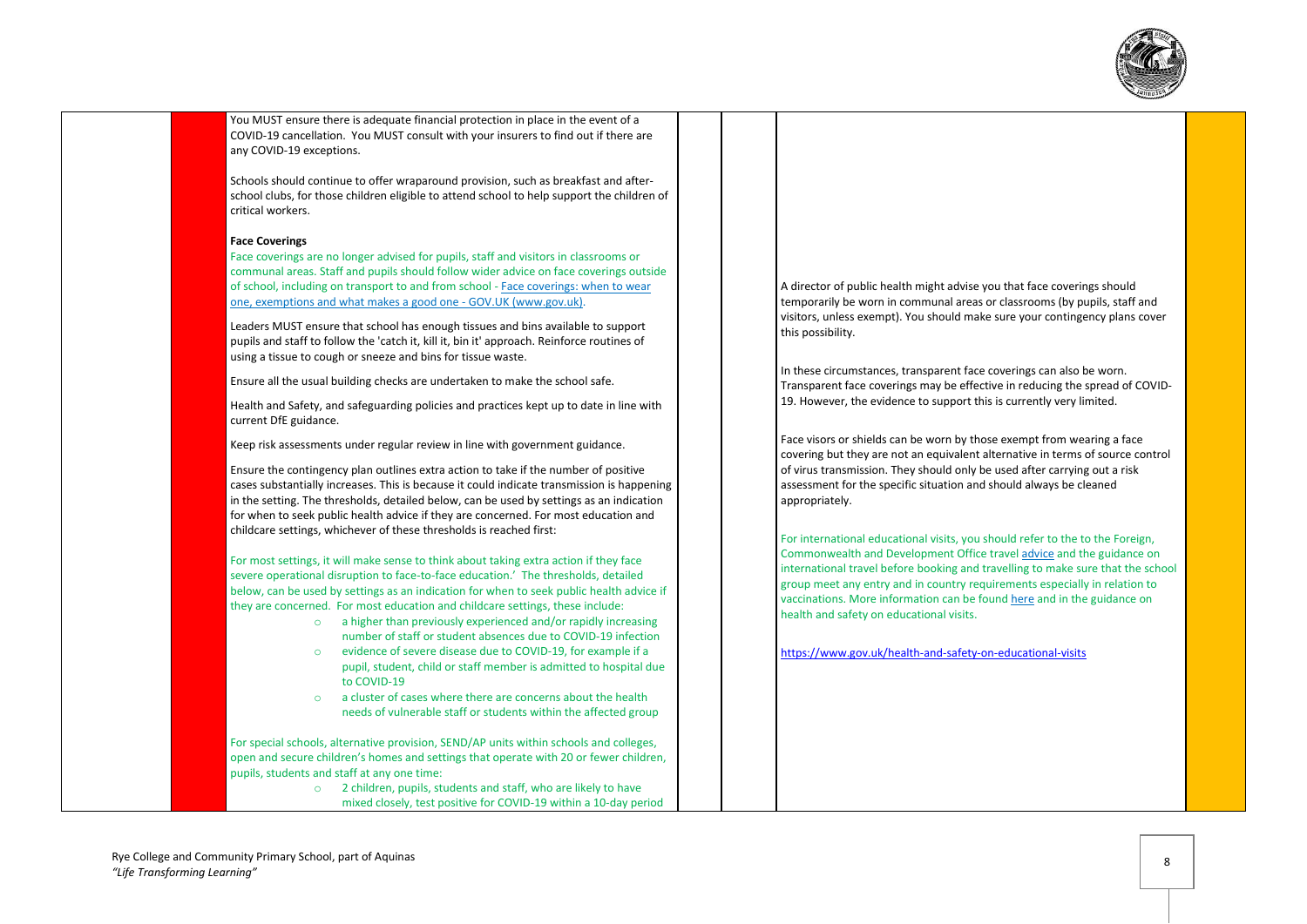| | | | | | | |
|---|---|---|---|---|---|---|
| | | You MUST ensure there is adequate financial protection in place in the event of a COVID-19 cancellation. You MUST consult with your insurers to find out if there are any COVID-19 exceptions.<br><br>Schools should continue to offer wraparound provision, such as breakfast and after-school clubs, for those children eligible to attend school to help support the children of critical workers.<br><br>**Face Coverings**<br>Face coverings are no longer advised for pupils, staff and visitors in classrooms or communal areas. Staff and pupils should follow wider advice on face coverings outside of school, including on transport to and from school - [Face coverings: when to wear one, exemptions and what makes a good one - GOV.UK (www.gov.uk)](https://www.gov.uk).<br><br>Leaders MUST ensure that school has enough tissues and bins available to support pupils and staff to follow the 'catch it, kill it, bin it' approach. Reinforce routines of using a tissue to cough or sneeze and bins for tissue waste.<br><br>Ensure all the usual building checks are undertaken to make the school safe.<br><br>Health and Safety, and safeguarding policies and practices kept up to date in line with current DfE guidance.<br><br>Keep risk assessments under regular review in line with government guidance.<br><br>Ensure the contingency plan outlines extra action to take if the number of positive cases substantially increases. This is because it could indicate transmission is happening in the setting. The thresholds, detailed below, can be used by settings as an indication for when to seek public health advice if they are concerned. For most education and childcare settings, whichever of these thresholds is reached first:<br><br>For most settings, it will make sense to think about taking extra action if they face severe operational disruption to face-to-face education.' The thresholds, detailed below, can be used by settings as an indication for when to seek public health advice if they are concerned. For most education and childcare settings, these include:<br>◦ a higher than previously experienced and/or rapidly increasing number of staff or student absences due to COVID-19 infection<br>◦ evidence of severe disease due to COVID-19, for example if a pupil, student, child or staff member is admitted to hospital due to COVID-19<br>◦ a cluster of cases where there are concerns about the health needs of vulnerable staff or students within the affected group<br><br>For special schools, alternative provision, SEND/AP units within schools and colleges, open and secure children's homes and settings that operate with 20 or fewer children, pupils, students and staff at any one time:<br>◦ 2 children, pupils, students and staff, who are likely to have mixed closely, test positive for COVID-19 within a 10-day period | | | A director of public health might advise you that face coverings should temporarily be worn in communal areas or classrooms (by pupils, staff and visitors, unless exempt). You should make sure your contingency plans cover this possibility.<br><br>In these circumstances, transparent face coverings can also be worn. Transparent face coverings may be effective in reducing the spread of COVID-19. However, the evidence to support this is currently very limited.<br><br>Face visors or shields can be worn by those exempt from wearing a face covering but they are not an equivalent alternative in terms of source control of virus transmission. They should only be used after carrying out a risk assessment for the specific situation and should always be cleaned appropriately.<br><br>For international educational visits, you should refer to the to the Foreign, Commonwealth and Development Office travel [advice]() and the guidance on international travel before booking and travelling to make sure that the school group meet any entry and in country requirements especially in relation to vaccinations. More information can be found [here]() and in the guidance on health and safety on educational visits.<br><br>https://www.gov.uk/health-and-safety-on-educational-visits | |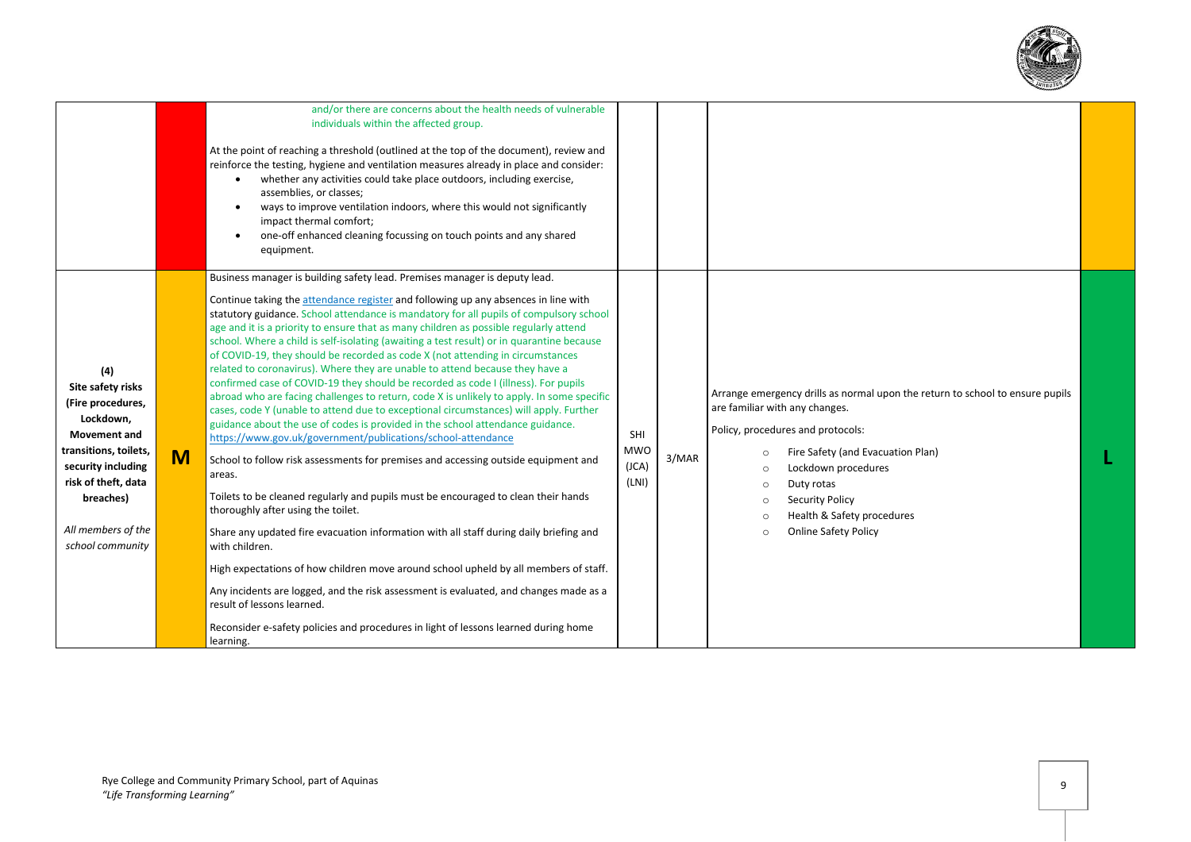| | | | | | | |
|---|---|---|---|---|---|---|
| | | and/or there are concerns about the health needs of vulnerable individuals within the affected group.<br><br>At the point of reaching a threshold (outlined at the top of the document), review and reinforce the testing, hygiene and ventilation measures already in place and consider:<br>• whether any activities could take place outdoors, including exercise, assemblies, or classes;<br>• ways to improve ventilation indoors, where this would not significantly impact thermal comfort;<br>• one-off enhanced cleaning focussing on touch points and any shared equipment. | | | | |
| **(4)**<br>**Site safety risks (Fire procedures, Lockdown, Movement and transitions, toilets, security including risk of theft, data breaches)**<br><br>*All members of the school community* | **M** | Business manager is building safety lead. Premises manager is deputy lead.<br><br>Continue taking the [attendance register]() and following up any absences in line with statutory guidance. School attendance is mandatory for all pupils of compulsory school age and it is a priority to ensure that as many children as possible regularly attend school. Where a child is self-isolating (awaiting a test result) or in quarantine because of COVID-19, they should be recorded as code X (not attending in circumstances related to coronavirus). Where they are unable to attend because they have a confirmed case of COVID-19 they should be recorded as code I (illness). For pupils abroad who are facing challenges to return, code X is unlikely to apply. In some specific cases, code Y (unable to attend due to exceptional circumstances) will apply. Further guidance about the use of codes is provided in the school attendance guidance. https://www.gov.uk/government/publications/school-attendance<br><br>School to follow risk assessments for premises and accessing outside equipment and areas.<br><br>Toilets to be cleaned regularly and pupils must be encouraged to clean their hands thoroughly after using the toilet.<br><br>Share any updated fire evacuation information with all staff during daily briefing and with children.<br><br>High expectations of how children move around school upheld by all members of staff.<br><br>Any incidents are logged, and the risk assessment is evaluated, and changes made as a result of lessons learned.<br><br>Reconsider e-safety policies and procedures in light of lessons learned during home learning. | SHI<br>MWO<br>(JCA)<br>(LNI) | 3/MAR | Arrange emergency drills as normal upon the return to school to ensure pupils are familiar with any changes.<br><br>Policy, procedures and protocols:<br>○ Fire Safety (and Evacuation Plan)<br>○ Lockdown procedures<br>○ Duty rotas<br>○ Security Policy<br>○ Health & Safety procedures<br>○ Online Safety Policy | **L** |

Rye College and Community Primary School, part of Aquinas
*"Life Transforming Learning"*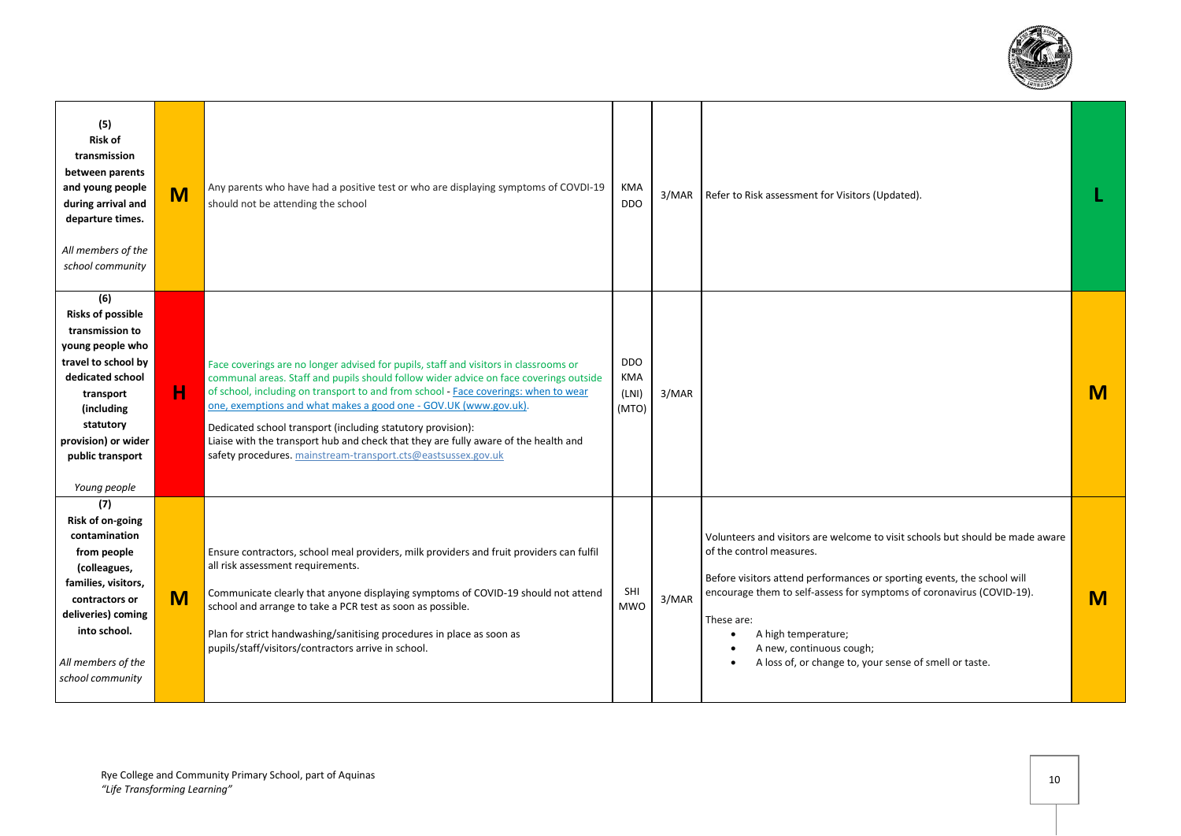| | | | | | | |
|---|---|---|---|---|---|---|
| **(5) Risk of transmission between parents and young people during arrival and departure times.** *All members of the school community* | **M** | Any parents who have had a positive test or who are displaying symptoms of COVDI-19 should not be attending the school | KMA DDO | 3/MAR | Refer to Risk assessment for Visitors (Updated). | **L** |
| **(6) Risks of possible transmission to young people who travel to school by dedicated school transport (including statutory provision) or wider public transport** *Young people* | **H** | Face coverings are no longer advised for pupils, staff and visitors in classrooms or communal areas. Staff and pupils should follow wider advice on face coverings outside of school, including on transport to and from school - [Face coverings: when to wear one, exemptions and what makes a good one - GOV.UK (www.gov.uk)](). Dedicated school transport (including statutory provision): Liaise with the transport hub and check that they are fully aware of the health and safety procedures. mainstream-transport.cts@eastsussex.gov.uk | DDO KMA (LNI) (MTO) | 3/MAR | | **M** |
| **(7) Risk of on-going contamination from people (colleagues, families, visitors, contractors or deliveries) coming into school.** *All members of the school community* | **M** | Ensure contractors, school meal providers, milk providers and fruit providers can fulfil all risk assessment requirements. Communicate clearly that anyone displaying symptoms of COVID-19 should not attend school and arrange to take a PCR test as soon as possible. Plan for strict handwashing/sanitising procedures in place as soon as pupils/staff/visitors/contractors arrive in school. | SHI MWO | 3/MAR | Volunteers and visitors are welcome to visit schools but should be made aware of the control measures. Before visitors attend performances or sporting events, the school will encourage them to self-assess for symptoms of coronavirus (COVID-19). These are: <br>• A high temperature; <br>• A new, continuous cough; <br>• A loss of, or change to, your sense of smell or taste. | **M** |

Rye College and Community Primary School, part of Aquinas
*"Life Transforming Learning"*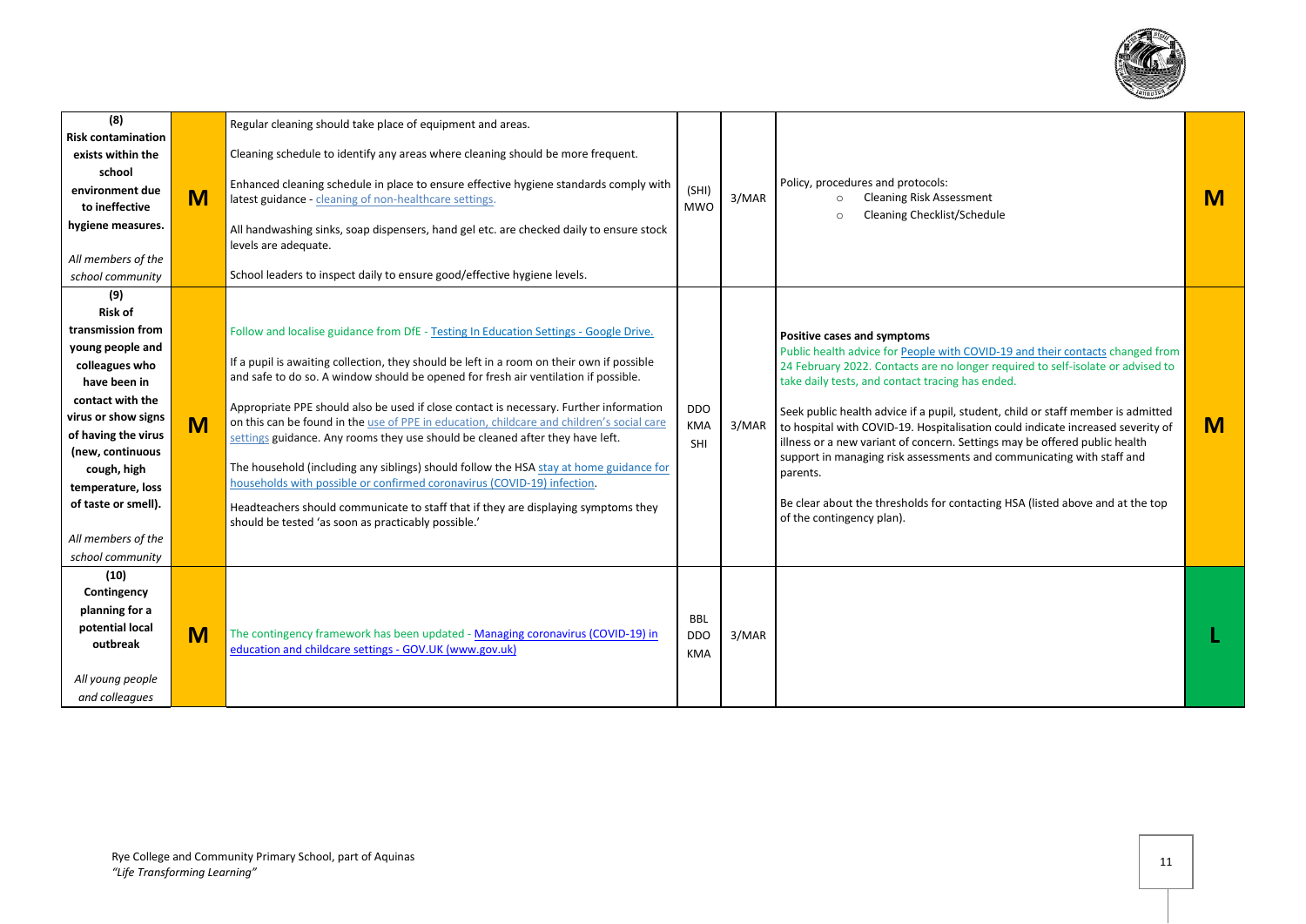| **(8)** **Risk contamination exists within the school environment due to ineffective hygiene measures.** *All members of the school community* | **M** | Regular cleaning should take place of equipment and areas.<br><br>Cleaning schedule to identify any areas where cleaning should be more frequent.<br><br>Enhanced cleaning schedule in place to ensure effective hygiene standards comply with latest guidance - cleaning of non-healthcare settings.<br><br>All handwashing sinks, soap dispensers, hand gel etc. are checked daily to ensure stock levels are adequate.<br><br>School leaders to inspect daily to ensure good/effective hygiene levels. | (SHI) MWO | 3/MAR | Policy, procedures and protocols:<br>○ Cleaning Risk Assessment<br>○ Cleaning Checklist/Schedule | **M** |
|---|---|---|---|---|---|---|
| **(9)** **Risk of transmission from young people and colleagues who have been in contact with the virus or show signs of having the virus (new, continuous cough, high temperature, loss of taste or smell).** *All members of the school community* | **M** | Follow and localise guidance from DfE - Testing In Education Settings - Google Drive.<br><br>If a pupil is awaiting collection, they should be left in a room on their own if possible and safe to do so. A window should be opened for fresh air ventilation if possible.<br><br>Appropriate PPE should also be used if close contact is necessary. Further information on this can be found in the use of PPE in education, childcare and children's social care settings guidance. Any rooms they use should be cleaned after they have left.<br><br>The household (including any siblings) should follow the HSA stay at home guidance for households with possible or confirmed coronavirus (COVID-19) infection.<br><br>Headteachers should communicate to staff that if they are displaying symptoms they should be tested 'as soon as practicably possible.' | DDO KMA SHI | 3/MAR | **Positive cases and symptoms**<br>Public health advice for People with COVID-19 and their contacts changed from 24 February 2022. Contacts are no longer required to self-isolate or advised to take daily tests, and contact tracing has ended.<br><br>Seek public health advice if a pupil, student, child or staff member is admitted to hospital with COVID-19. Hospitalisation could indicate increased severity of illness or a new variant of concern. Settings may be offered public health support in managing risk assessments and communicating with staff and parents.<br><br>Be clear about the thresholds for contacting HSA (listed above and at the top of the contingency plan). | **M** |
| **(10)** **Contingency planning for a potential local outbreak** *All young people and colleagues* | **M** | The contingency framework has been updated - Managing coronavirus (COVID-19) in education and childcare settings - GOV.UK (www.gov.uk) | BBL DDO KMA | 3/MAR | | **L** |

Rye College and Community Primary School, part of Aquinas
*"Life Transforming Learning"*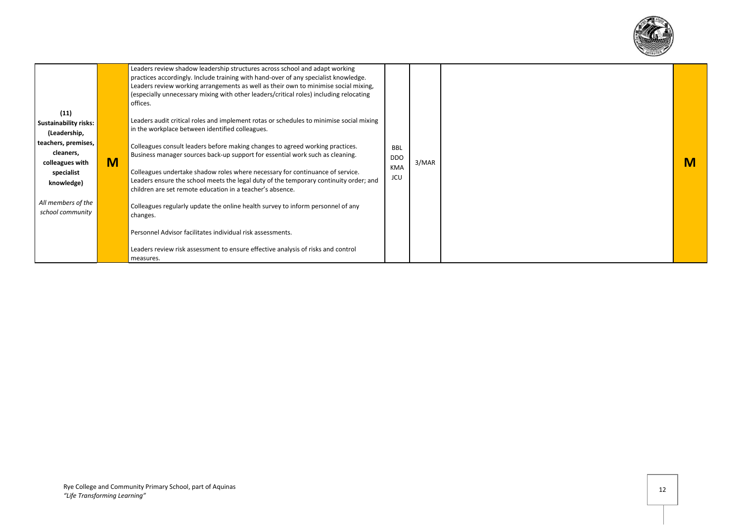| | | | | | | |
|---|---|---|---|---|---|---|
| **(11) Sustainability risks: (Leadership, teachers, premises, cleaners, colleagues with specialist knowledge)**<br><br>*All members of the school community* | **M** | Leaders review shadow leadership structures across school and adapt working practices accordingly. Include training with hand-over of any specialist knowledge. Leaders review working arrangements as well as their own to minimise social mixing, (especially unnecessary mixing with other leaders/critical roles) including relocating offices.<br><br>Leaders audit critical roles and implement rotas or schedules to minimise social mixing in the workplace between identified colleagues.<br><br>Colleagues consult leaders before making changes to agreed working practices. Business manager sources back-up support for essential work such as cleaning.<br><br>Colleagues undertake shadow roles where necessary for continuance of service. Leaders ensure the school meets the legal duty of the temporary continuity order; and children are set remote education in a teacher's absence.<br><br>Colleagues regularly update the online health survey to inform personnel of any changes.<br><br>Personnel Advisor facilitates individual risk assessments.<br><br>Leaders review risk assessment to ensure effective analysis of risks and control measures. | BBL<br>DDO<br>KMA<br>JCU | 3/MAR | | **M** |

Rye College and Community Primary School, part of Aquinas
*"Life Transforming Learning"*